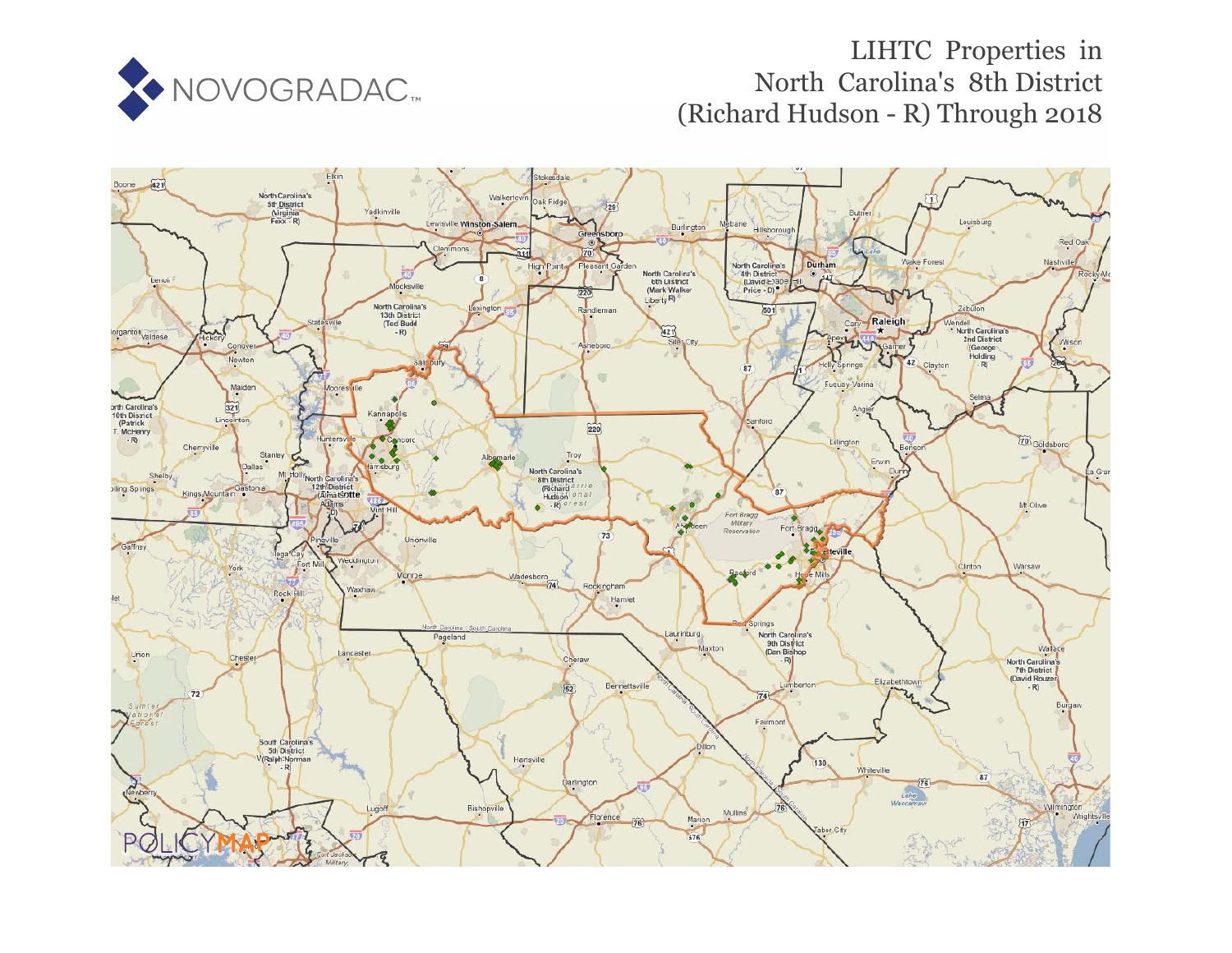NOVOGRADAC

# LIHTC Properties in North Carolina's 8th District (Richard Hudson - R) Through 2018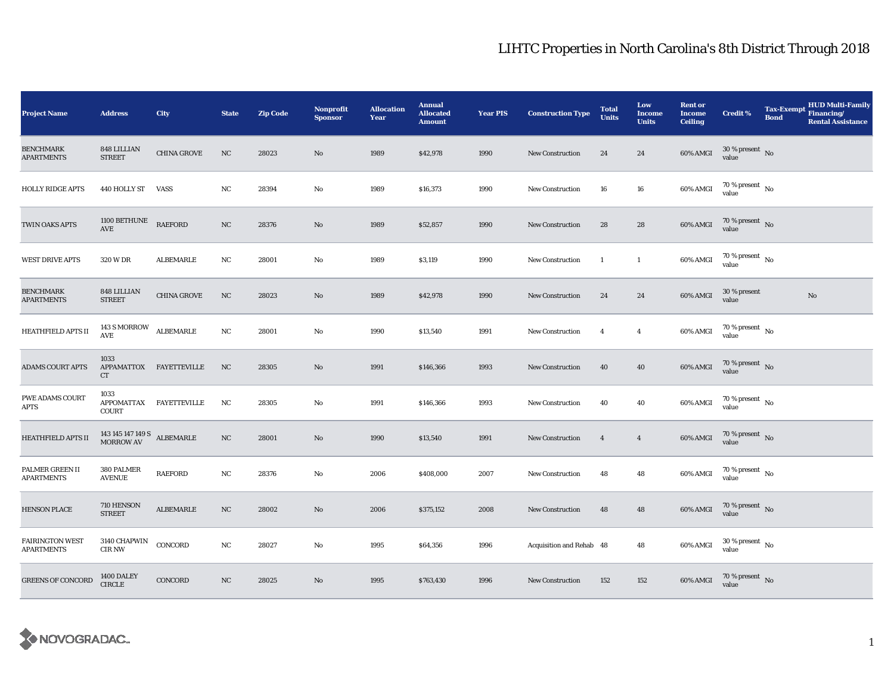# LIHTC Properties in North Carolina's 8th District Through 2018

| Project Name | Address | City | State | Zip Code | Nonprofit Sponsor | Allocation Year | Annual Allocated Amount | Year PIS | Construction Type | Total Units | Low Income Units | Rent or Income Ceiling | Credit % | Tax-Exempt Bond | HUD Multi-Family Financing/ Rental Assistance |
|---|---|---|---|---|---|---|---|---|---|---|---|---|---|---|---|
| BENCHMARK APARTMENTS | 848 LILLIAN STREET | CHINA GROVE | NC | 28023 | No | 1989 | $42,978 | 1990 | New Construction | 24 | 24 | 60% AMGI | 30 % present value | No | |
| HOLLY RIDGE APTS | 440 HOLLY ST | VASS | NC | 28394 | No | 1989 | $16,373 | 1990 | New Construction | 16 | 16 | 60% AMGI | 70 % present value | No | |
| TWIN OAKS APTS | 1100 BETHUNE AVE | RAEFORD | NC | 28376 | No | 1989 | $52,857 | 1990 | New Construction | 28 | 28 | 60% AMGI | 70 % present value | No | |
| WEST DRIVE APTS | 320 W DR | ALBEMARLE | NC | 28001 | No | 1989 | $3,119 | 1990 | New Construction | 1 | 1 | 60% AMGI | 70 % present value | No | |
| BENCHMARK APARTMENTS | 848 LILLIAN STREET | CHINA GROVE | NC | 28023 | No | 1989 | $42,978 | 1990 | New Construction | 24 | 24 | 60% AMGI | 30 % present value | | No |
| HEATHFIELD APTS II | 143 S MORROW AVE | ALBEMARLE | NC | 28001 | No | 1990 | $13,540 | 1991 | New Construction | 4 | 4 | 60% AMGI | 70 % present value | No | |
| ADAMS COURT APTS | 1033 APPAMATTOX CT | FAYETTEVILLE | NC | 28305 | No | 1991 | $146,366 | 1993 | New Construction | 40 | 40 | 60% AMGI | 70 % present value | No | |
| PWE ADAMS COURT APTS | 1033 APPOMATTAX COURT | FAYETTEVILLE | NC | 28305 | No | 1991 | $146,366 | 1993 | New Construction | 40 | 40 | 60% AMGI | 70 % present value | No | |
| HEATHFIELD APTS II | 143 145 147 149 S MORROW AV | ALBEMARLE | NC | 28001 | No | 1990 | $13,540 | 1991 | New Construction | 4 | 4 | 60% AMGI | 70 % present value | No | |
| PALMER GREEN II APARTMENTS | 380 PALMER AVENUE | RAEFORD | NC | 28376 | No | 2006 | $408,000 | 2007 | New Construction | 48 | 48 | 60% AMGI | 70 % present value | No | |
| HENSON PLACE | 710 HENSON STREET | ALBEMARLE | NC | 28002 | No | 2006 | $375,152 | 2008 | New Construction | 48 | 48 | 60% AMGI | 70 % present value | No | |
| FAIRINGTON WEST APARTMENTS | 3140 CHAPWIN CIR NW | CONCORD | NC | 28027 | No | 1995 | $64,356 | 1996 | Acquisition and Rehab | 48 | 48 | 60% AMGI | 30 % present value | No | |
| GREENS OF CONCORD | 1400 DALEY CIRCLE | CONCORD | NC | 28025 | No | 1995 | $763,430 | 1996 | New Construction | 152 | 152 | 60% AMGI | 70 % present value | No | |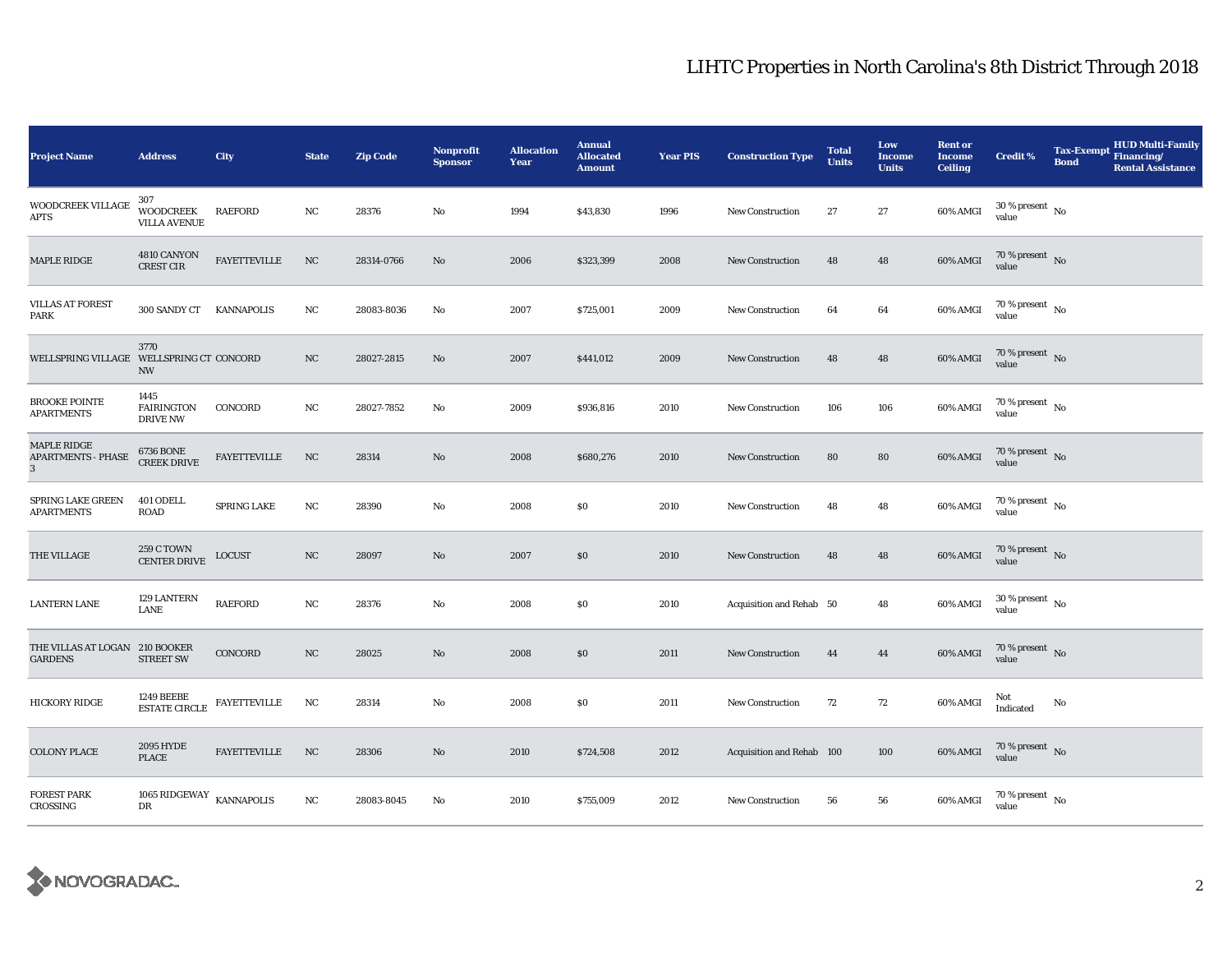## LIHTC Properties in North Carolina's 8th District Through 2018

| Project Name | Address | City | State | Zip Code | Nonprofit Sponsor | Allocation Year | Annual Allocated Amount | Year PIS | Construction Type | Total Units | Low Income Units | Rent or Income Ceiling | Credit % | Tax-Exempt Bond | HUD Multi-Family Financing/ Rental Assistance |
|---|---|---|---|---|---|---|---|---|---|---|---|---|---|---|---|
| WOODCREEK VILLAGE APTS | 307 WOODCREEK VILLA AVENUE | RAEFORD | NC | 28376 | No | 1994 | $43,830 | 1996 | New Construction | 27 | 27 | 60% AMGI | 30 % present value | No | |
| MAPLE RIDGE | 4810 CANYON CREST CIR | FAYETTEVILLE | NC | 28314-0766 | No | 2006 | $323,399 | 2008 | New Construction | 48 | 48 | 60% AMGI | 70 % present value | No | |
| VILLAS AT FOREST PARK | 300 SANDY CT | KANNAPOLIS | NC | 28083-8036 | No | 2007 | $725,001 | 2009 | New Construction | 64 | 64 | 60% AMGI | 70 % present value | No | |
| WELLSPRING VILLAGE | 3770 WELLSPRING CT NW | CONCORD | NC | 28027-2815 | No | 2007 | $441,012 | 2009 | New Construction | 48 | 48 | 60% AMGI | 70 % present value | No | |
| BROOKE POINTE APARTMENTS | 1445 FAIRINGTON DRIVE NW | CONCORD | NC | 28027-7852 | No | 2009 | $936,816 | 2010 | New Construction | 106 | 106 | 60% AMGI | 70 % present value | No | |
| MAPLE RIDGE APARTMENTS - PHASE 3 | 6736 BONE CREEK DRIVE | FAYETTEVILLE | NC | 28314 | No | 2008 | $680,276 | 2010 | New Construction | 80 | 80 | 60% AMGI | 70 % present value | No | |
| SPRING LAKE GREEN APARTMENTS | 401 ODELL ROAD | SPRING LAKE | NC | 28390 | No | 2008 | $0 | 2010 | New Construction | 48 | 48 | 60% AMGI | 70 % present value | No | |
| THE VILLAGE | 259 C TOWN CENTER DRIVE | LOCUST | NC | 28097 | No | 2007 | $0 | 2010 | New Construction | 48 | 48 | 60% AMGI | 70 % present value | No | |
| LANTERN LANE | 129 LANTERN LANE | RAEFORD | NC | 28376 | No | 2008 | $0 | 2010 | Acquisition and Rehab | 50 | 48 | 60% AMGI | 30 % present value | No | |
| THE VILLAS AT LOGAN GARDENS | 210 BOOKER STREET SW | CONCORD | NC | 28025 | No | 2008 | $0 | 2011 | New Construction | 44 | 44 | 60% AMGI | 70 % present value | No | |
| HICKORY RIDGE | 1249 BEEBE ESTATE CIRCLE | FAYETTEVILLE | NC | 28314 | No | 2008 | $0 | 2011 | New Construction | 72 | 72 | 60% AMGI | Not Indicated | No | |
| COLONY PLACE | 2095 HYDE PLACE | FAYETTEVILLE | NC | 28306 | No | 2010 | $724,508 | 2012 | Acquisition and Rehab | 100 | 100 | 60% AMGI | 70 % present value | No | |
| FOREST PARK CROSSING | 1065 RIDGEWAY DR | KANNAPOLIS | NC | 28083-8045 | No | 2010 | $755,009 | 2012 | New Construction | 56 | 56 | 60% AMGI | 70 % present value | No | |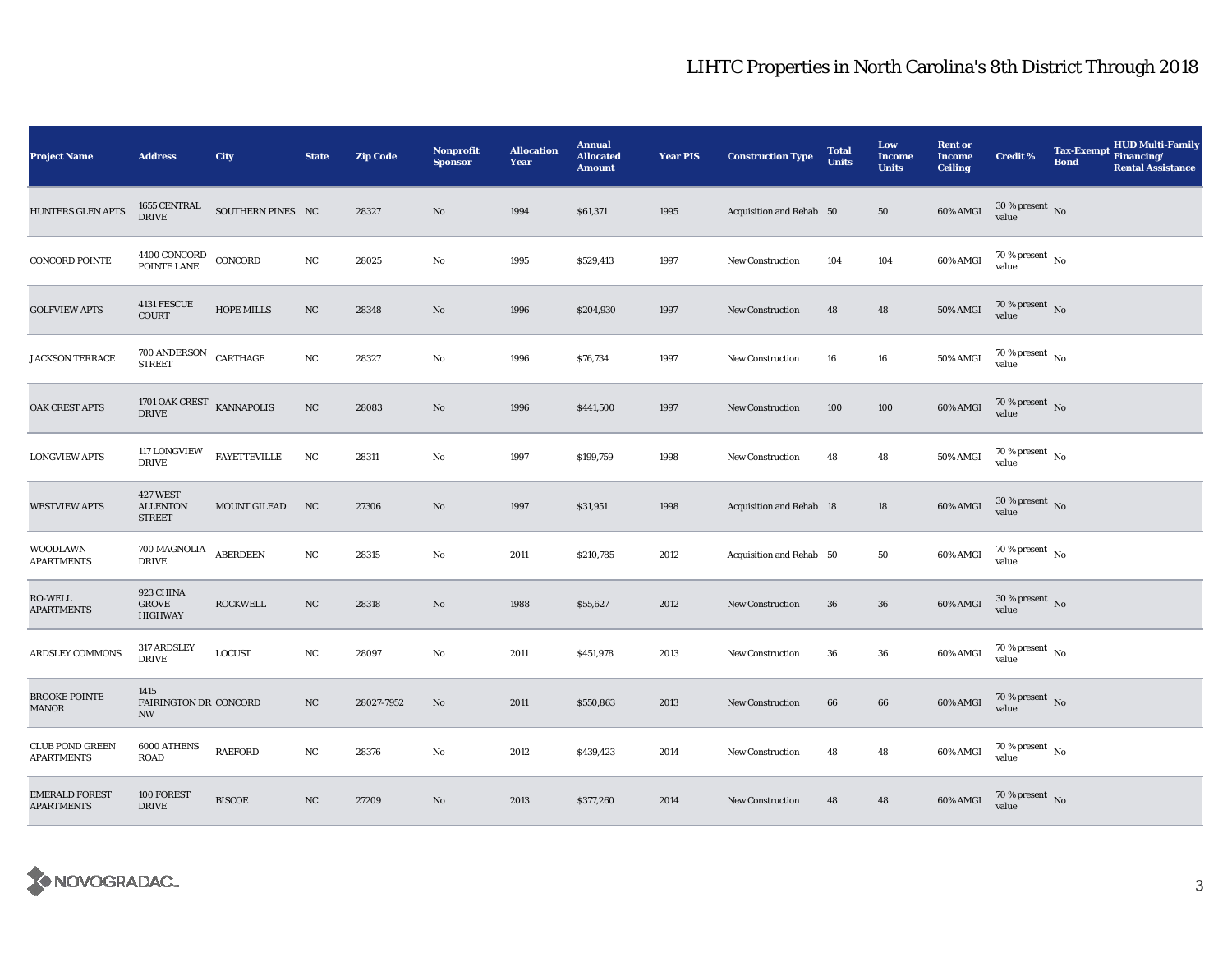# LIHTC Properties in North Carolina's 8th District Through 2018

| Project Name | Address | City | State | Zip Code | Nonprofit Sponsor | Allocation Year | Annual Allocated Amount | Year PIS | Construction Type | Total Units | Low Income Units | Rent or Income Ceiling | Credit % | Tax-Exempt Bond | HUD Multi-Family Financing/ Rental Assistance |
|---|---|---|---|---|---|---|---|---|---|---|---|---|---|---|---|
| HUNTERS GLEN APTS | 1655 CENTRAL DRIVE | SOUTHERN PINES | NC | 28327 | No | 1994 | $61,371 | 1995 | Acquisition and Rehab | 50 | 50 | 60% AMGI | 30 % present value | No | |
| CONCORD POINTE | 4400 CONCORD POINTE LANE | CONCORD | NC | 28025 | No | 1995 | $529,413 | 1997 | New Construction | 104 | 104 | 60% AMGI | 70 % present value | No | |
| GOLFVIEW APTS | 4131 FESCUE COURT | HOPE MILLS | NC | 28348 | No | 1996 | $204,930 | 1997 | New Construction | 48 | 48 | 50% AMGI | 70 % present value | No | |
| JACKSON TERRACE | 700 ANDERSON STREET | CARTHAGE | NC | 28327 | No | 1996 | $76,734 | 1997 | New Construction | 16 | 16 | 50% AMGI | 70 % present value | No | |
| OAK CREST APTS | 1701 OAK CREST DRIVE | KANNAPOLIS | NC | 28083 | No | 1996 | $441,500 | 1997 | New Construction | 100 | 100 | 60% AMGI | 70 % present value | No | |
| LONGVIEW APTS | 117 LONGVIEW DRIVE | FAYETTEVILLE | NC | 28311 | No | 1997 | $199,759 | 1998 | New Construction | 48 | 48 | 50% AMGI | 70 % present value | No | |
| WESTVIEW APTS | 427 WEST ALLENTON STREET | MOUNT GILEAD | NC | 27306 | No | 1997 | $31,951 | 1998 | Acquisition and Rehab | 18 | 18 | 60% AMGI | 30 % present value | No | |
| WOODLAWN APARTMENTS | 700 MAGNOLIA DRIVE | ABERDEEN | NC | 28315 | No | 2011 | $210,785 | 2012 | Acquisition and Rehab | 50 | 50 | 60% AMGI | 70 % present value | No | |
| RO-WELL APARTMENTS | 923 CHINA GROVE HIGHWAY | ROCKWELL | NC | 28318 | No | 1988 | $55,627 | 2012 | New Construction | 36 | 36 | 60% AMGI | 30 % present value | No | |
| ARDSLEY COMMONS | 317 ARDSLEY DRIVE | LOCUST | NC | 28097 | No | 2011 | $451,978 | 2013 | New Construction | 36 | 36 | 60% AMGI | 70 % present value | No | |
| BROOKE POINTE MANOR | 1415 FAIRINGTON DR NW | CONCORD | NC | 28027-7952 | No | 2011 | $550,863 | 2013 | New Construction | 66 | 66 | 60% AMGI | 70 % present value | No | |
| CLUB POND GREEN APARTMENTS | 6000 ATHENS ROAD | RAEFORD | NC | 28376 | No | 2012 | $439,423 | 2014 | New Construction | 48 | 48 | 60% AMGI | 70 % present value | No | |
| EMERALD FOREST APARTMENTS | 100 FOREST DRIVE | BISCOE | NC | 27209 | No | 2013 | $377,260 | 2014 | New Construction | 48 | 48 | 60% AMGI | 70 % present value | No | |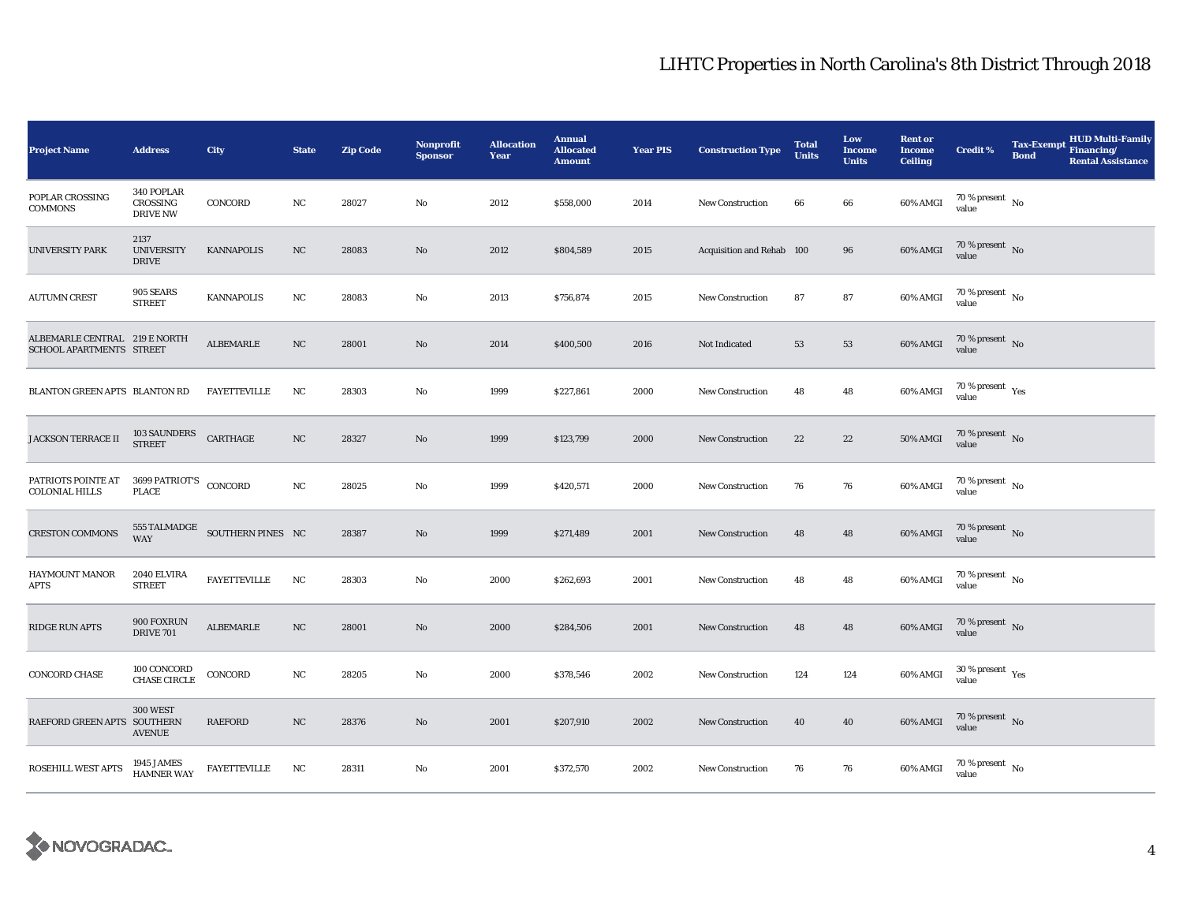# LIHTC Properties in North Carolina's 8th District Through 2018

| Project Name | Address | City | State | Zip Code | Nonprofit Sponsor | Allocation Year | Annual Allocated Amount | Year PIS | Construction Type | Total Units | Low Income Units | Rent or Income Ceiling | Credit % | Tax-Exempt Bond | HUD Multi-Family Financing/ Rental Assistance |
|---|---|---|---|---|---|---|---|---|---|---|---|---|---|---|---|
| POPLAR CROSSING COMMONS | 340 POPLAR CROSSING DRIVE NW | CONCORD | NC | 28027 | No | 2012 | $558,000 | 2014 | New Construction | 66 | 66 | 60% AMGI | 70 % present value | No | |
| UNIVERSITY PARK | 2137 UNIVERSITY DRIVE | KANNAPOLIS | NC | 28083 | No | 2012 | $804,589 | 2015 | Acquisition and Rehab | 100 | 96 | 60% AMGI | 70 % present value | No | |
| AUTUMN CREST | 905 SEARS STREET | KANNAPOLIS | NC | 28083 | No | 2013 | $756,874 | 2015 | New Construction | 87 | 87 | 60% AMGI | 70 % present value | No | |
| ALBEMARLE CENTRAL SCHOOL APARTMENTS | 219 E NORTH STREET | ALBEMARLE | NC | 28001 | No | 2014 | $400,500 | 2016 | Not Indicated | 53 | 53 | 60% AMGI | 70 % present value | No | |
| BLANTON GREEN APTS | BLANTON RD | FAYETTEVILLE | NC | 28303 | No | 1999 | $227,861 | 2000 | New Construction | 48 | 48 | 60% AMGI | 70 % present value | Yes | |
| JACKSON TERRACE II | 103 SAUNDERS STREET | CARTHAGE | NC | 28327 | No | 1999 | $123,799 | 2000 | New Construction | 22 | 22 | 50% AMGI | 70 % present value | No | |
| PATRIOTS POINTE AT COLONIAL HILLS | 3699 PATRIOT'S PLACE | CONCORD | NC | 28025 | No | 1999 | $420,571 | 2000 | New Construction | 76 | 76 | 60% AMGI | 70 % present value | No | |
| CRESTON COMMONS | 555 TALMADGE WAY | SOUTHERN PINES | NC | 28387 | No | 1999 | $271,489 | 2001 | New Construction | 48 | 48 | 60% AMGI | 70 % present value | No | |
| HAYMOUNT MANOR APTS | 2040 ELVIRA STREET | FAYETTEVILLE | NC | 28303 | No | 2000 | $262,693 | 2001 | New Construction | 48 | 48 | 60% AMGI | 70 % present value | No | |
| RIDGE RUN APTS | 900 FOXRUN DRIVE 701 | ALBEMARLE | NC | 28001 | No | 2000 | $284,506 | 2001 | New Construction | 48 | 48 | 60% AMGI | 70 % present value | No | |
| CONCORD CHASE | 100 CONCORD CHASE CIRCLE | CONCORD | NC | 28205 | No | 2000 | $378,546 | 2002 | New Construction | 124 | 124 | 60% AMGI | 30 % present value | Yes | |
| RAEFORD GREEN APTS | 300 WEST SOUTHERN AVENUE | RAEFORD | NC | 28376 | No | 2001 | $207,910 | 2002 | New Construction | 40 | 40 | 60% AMGI | 70 % present value | No | |
| ROSEHILL WEST APTS | 1945 JAMES HAMNER WAY | FAYETTEVILLE | NC | 28311 | No | 2001 | $372,570 | 2002 | New Construction | 76 | 76 | 60% AMGI | 70 % present value | No | |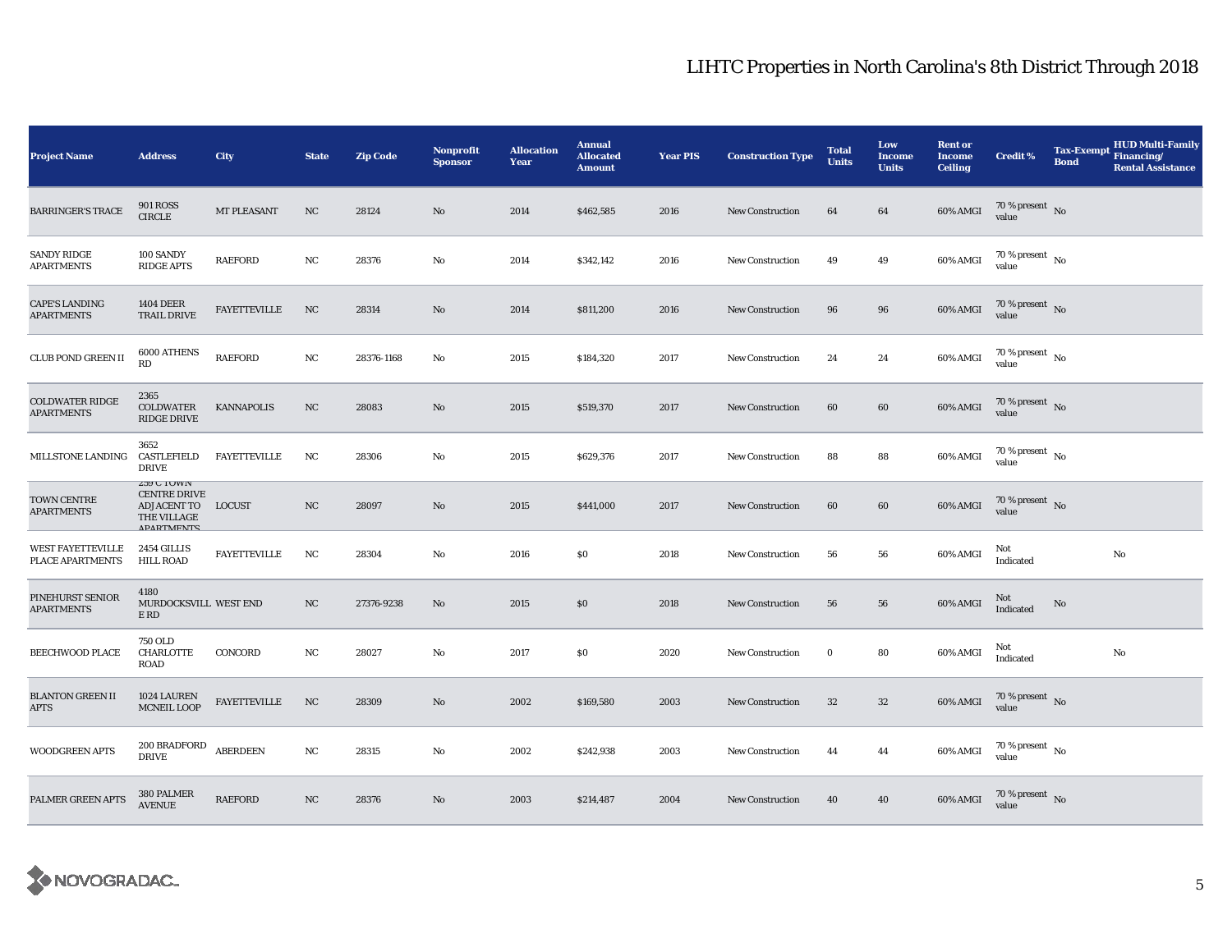# LIHTC Properties in North Carolina's 8th District Through 2018

| Project Name | Address | City | State | Zip Code | Nonprofit Sponsor | Allocation Year | Annual Allocated Amount | Year PIS | Construction Type | Total Units | Low Income Units | Rent or Income Ceiling | Credit % | Tax-Exempt Bond | HUD Multi-Family Financing/ Rental Assistance |
|---|---|---|---|---|---|---|---|---|---|---|---|---|---|---|---|
| BARRINGER'S TRACE | 901 ROSS CIRCLE | MT PLEASANT | NC | 28124 | No | 2014 | $462,585 | 2016 | New Construction | 64 | 64 | 60% AMGI | 70 % present value | No | |
| SANDY RIDGE APARTMENTS | 100 SANDY RIDGE APTS | RAEFORD | NC | 28376 | No | 2014 | $342,142 | 2016 | New Construction | 49 | 49 | 60% AMGI | 70 % present value | No | |
| CAPE'S LANDING APARTMENTS | 1404 DEER TRAIL DRIVE | FAYETTEVILLE | NC | 28314 | No | 2014 | $811,200 | 2016 | New Construction | 96 | 96 | 60% AMGI | 70 % present value | No | |
| CLUB POND GREEN II | 6000 ATHENS RD | RAEFORD | NC | 28376-1168 | No | 2015 | $184,320 | 2017 | New Construction | 24 | 24 | 60% AMGI | 70 % present value | No | |
| COLDWATER RIDGE APARTMENTS | 2365 COLDWATER RIDGE DRIVE | KANNAPOLIS | NC | 28083 | No | 2015 | $519,370 | 2017 | New Construction | 60 | 60 | 60% AMGI | 70 % present value | No | |
| MILLSTONE LANDING | 3652 CASTLEFIELD DRIVE | FAYETTEVILLE | NC | 28306 | No | 2015 | $629,376 | 2017 | New Construction | 88 | 88 | 60% AMGI | 70 % present value | No | |
| TOWN CENTRE APARTMENTS | 259 C TOWN CENTRE DRIVE ADJACENT TO THE VILLAGE APARTMENTS | LOCUST | NC | 28097 | No | 2015 | $441,000 | 2017 | New Construction | 60 | 60 | 60% AMGI | 70 % present value | No | |
| WEST FAYETTEVILLE PLACE APARTMENTS | 2454 GILLIS HILL ROAD | FAYETTEVILLE | NC | 28304 | No | 2016 | $0 | 2018 | New Construction | 56 | 56 | 60% AMGI | Not Indicated | | No |
| PINEHURST SENIOR APARTMENTS | 4180 MURDOCKSVILLE RD | WEST END | NC | 27376-9238 | No | 2015 | $0 | 2018 | New Construction | 56 | 56 | 60% AMGI | Not Indicated | No | |
| BEECHWOOD PLACE | 750 OLD CHARLOTTE ROAD | CONCORD | NC | 28027 | No | 2017 | $0 | 2020 | New Construction | 0 | 80 | 60% AMGI | Not Indicated | | No |
| BLANTON GREEN II APTS | 1024 LAUREN MCNEIL LOOP | FAYETTEVILLE | NC | 28309 | No | 2002 | $169,580 | 2003 | New Construction | 32 | 32 | 60% AMGI | 70 % present value | No | |
| WOODGREEN APTS | 200 BRADFORD DRIVE | ABERDEEN | NC | 28315 | No | 2002 | $242,938 | 2003 | New Construction | 44 | 44 | 60% AMGI | 70 % present value | No | |
| PALMER GREEN APTS | 380 PALMER AVENUE | RAEFORD | NC | 28376 | No | 2003 | $214,487 | 2004 | New Construction | 40 | 40 | 60% AMGI | 70 % present value | No | |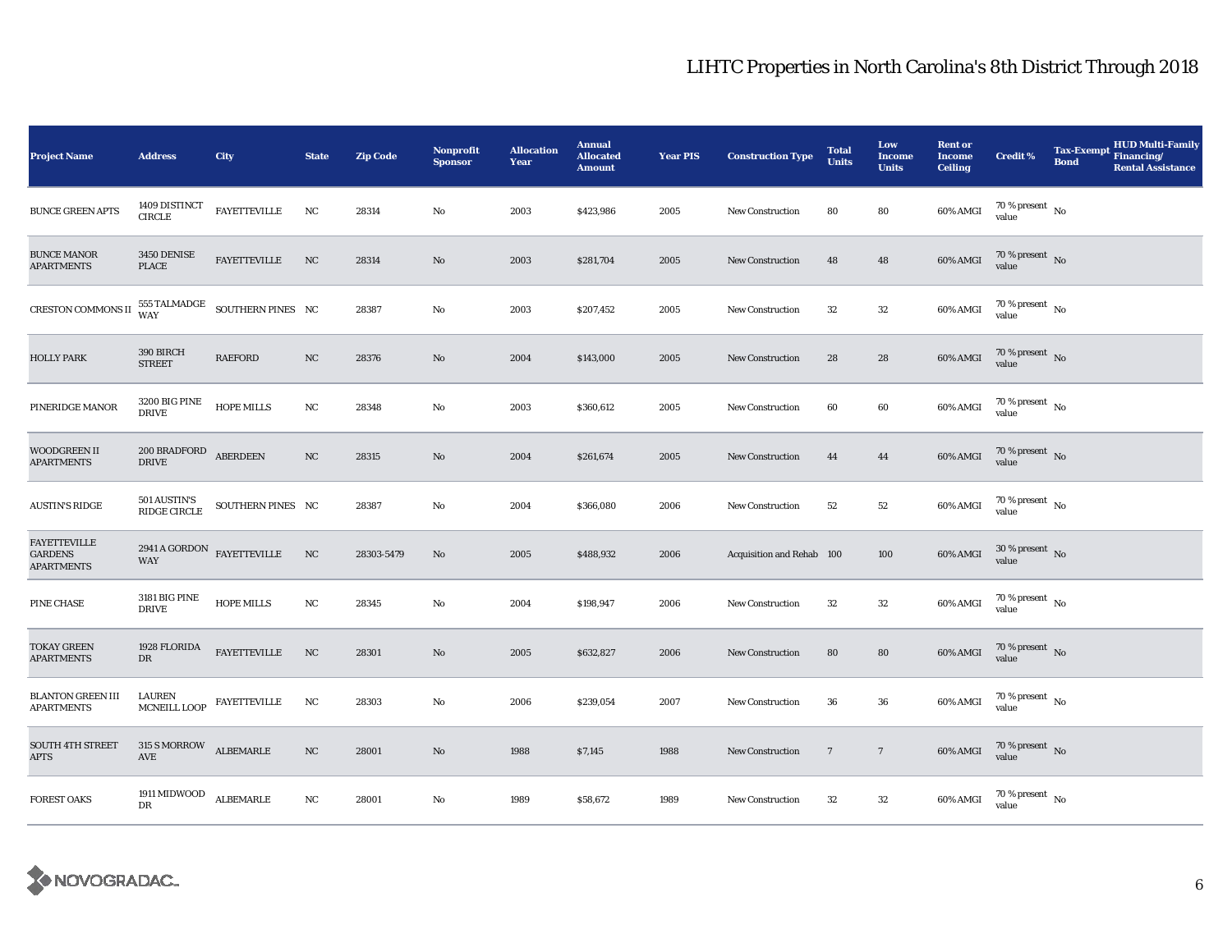# LIHTC Properties in North Carolina's 8th District Through 2018

| Project Name | Address | City | State | Zip Code | Nonprofit Sponsor | Allocation Year | Annual Allocated Amount | Year PIS | Construction Type | Total Units | Low Income Units | Rent or Income Ceiling | Credit % | Tax-Exempt Bond | HUD Multi-Family Financing/ Rental Assistance |
|---|---|---|---|---|---|---|---|---|---|---|---|---|---|---|---|
| BUNCE GREEN APTS | 1409 DISTINCT CIRCLE | FAYETTEVILLE | NC | 28314 | No | 2003 | $423,986 | 2005 | New Construction | 80 | 80 | 60% AMGI | 70 % present value | No | |
| BUNCE MANOR APARTMENTS | 3450 DENISE PLACE | FAYETTEVILLE | NC | 28314 | No | 2003 | $281,704 | 2005 | New Construction | 48 | 48 | 60% AMGI | 70 % present value | No | |
| CRESTON COMMONS II | 555 TALMADGE WAY | SOUTHERN PINES | NC | 28387 | No | 2003 | $207,452 | 2005 | New Construction | 32 | 32 | 60% AMGI | 70 % present value | No | |
| HOLLY PARK | 390 BIRCH STREET | RAEFORD | NC | 28376 | No | 2004 | $143,000 | 2005 | New Construction | 28 | 28 | 60% AMGI | 70 % present value | No | |
| PINERIDGE MANOR | 3200 BIG PINE DRIVE | HOPE MILLS | NC | 28348 | No | 2003 | $360,612 | 2005 | New Construction | 60 | 60 | 60% AMGI | 70 % present value | No | |
| WOODGREEN II APARTMENTS | 200 BRADFORD DRIVE | ABERDEEN | NC | 28315 | No | 2004 | $261,674 | 2005 | New Construction | 44 | 44 | 60% AMGI | 70 % present value | No | |
| AUSTIN'S RIDGE | 501 AUSTIN'S RIDGE CIRCLE | SOUTHERN PINES | NC | 28387 | No | 2004 | $366,080 | 2006 | New Construction | 52 | 52 | 60% AMGI | 70 % present value | No | |
| FAYETTEVILLE GARDENS APARTMENTS | 2941 A GORDON WAY | FAYETTEVILLE | NC | 28303-5479 | No | 2005 | $488,932 | 2006 | Acquisition and Rehab | 100 | 100 | 60% AMGI | 30 % present value | No | |
| PINE CHASE | 3181 BIG PINE DRIVE | HOPE MILLS | NC | 28345 | No | 2004 | $198,947 | 2006 | New Construction | 32 | 32 | 60% AMGI | 70 % present value | No | |
| TOKAY GREEN APARTMENTS | 1928 FLORIDA DR | FAYETTEVILLE | NC | 28301 | No | 2005 | $632,827 | 2006 | New Construction | 80 | 80 | 60% AMGI | 70 % present value | No | |
| BLANTON GREEN III APARTMENTS | LAUREN MCNEILL LOOP | FAYETTEVILLE | NC | 28303 | No | 2006 | $239,054 | 2007 | New Construction | 36 | 36 | 60% AMGI | 70 % present value | No | |
| SOUTH 4TH STREET APTS | 315 S MORROW AVE | ALBEMARLE | NC | 28001 | No | 1988 | $7,145 | 1988 | New Construction | 7 | 7 | 60% AMGI | 70 % present value | No | |
| FOREST OAKS | 1911 MIDWOOD DR | ALBEMARLE | NC | 28001 | No | 1989 | $58,672 | 1989 | New Construction | 32 | 32 | 60% AMGI | 70 % present value | No | |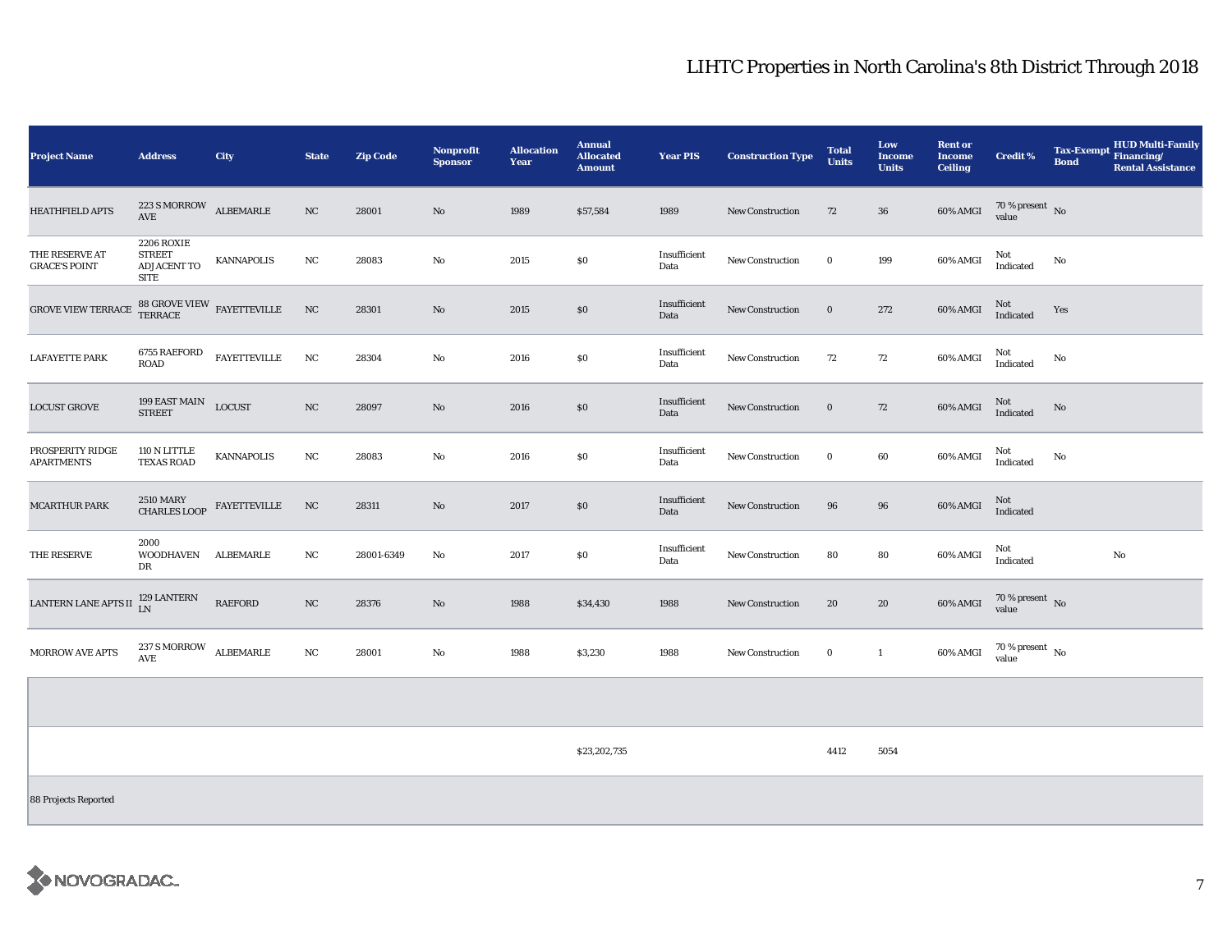# LIHTC Properties in North Carolina's 8th District Through 2018

| Project Name | Address | City | State | Zip Code | Nonprofit Sponsor | Allocation Year | Annual Allocated Amount | Year PIS | Construction Type | Total Units | Low Income Units | Rent or Income Ceiling | Credit % | Tax-Exempt Bond | HUD Multi-Family Financing/ Rental Assistance |
|---|---|---|---|---|---|---|---|---|---|---|---|---|---|---|---|
| HEATHFIELD APTS | 223 S MORROW AVE | ALBEMARLE | NC | 28001 | No | 1989 | $57,584 | 1989 | New Construction | 72 | 36 | 60% AMGI | 70 % present value | No | |
| THE RESERVE AT GRACE'S POINT | 2206 ROXIE STREET ADJACENT TO SITE | KANNAPOLIS | NC | 28083 | No | 2015 | $0 | Insufficient Data | New Construction | 0 | 199 | 60% AMGI | Not Indicated | No | |
| GROVE VIEW TERRACE | 88 GROVE VIEW TERRACE | FAYETTEVILLE | NC | 28301 | No | 2015 | $0 | Insufficient Data | New Construction | 0 | 272 | 60% AMGI | Not Indicated | Yes | |
| LAFAYETTE PARK | 6755 RAEFORD ROAD | FAYETTEVILLE | NC | 28304 | No | 2016 | $0 | Insufficient Data | New Construction | 72 | 72 | 60% AMGI | Not Indicated | No | |
| LOCUST GROVE | 199 EAST MAIN STREET | LOCUST | NC | 28097 | No | 2016 | $0 | Insufficient Data | New Construction | 0 | 72 | 60% AMGI | Not Indicated | No | |
| PROSPERITY RIDGE APARTMENTS | 110 N LITTLE TEXAS ROAD | KANNAPOLIS | NC | 28083 | No | 2016 | $0 | Insufficient Data | New Construction | 0 | 60 | 60% AMGI | Not Indicated | No | |
| MCARTHUR PARK | 2510 MARY CHARLES LOOP | FAYETTEVILLE | NC | 28311 | No | 2017 | $0 | Insufficient Data | New Construction | 96 | 96 | 60% AMGI | Not Indicated | | |
| THE RESERVE | 2000 WOODHAVEN DR | ALBEMARLE | NC | 28001-6349 | No | 2017 | $0 | Insufficient Data | New Construction | 80 | 80 | 60% AMGI | Not Indicated | | No |
| LANTERN LANE APTS II | 129 LANTERN LN | RAEFORD | NC | 28376 | No | 1988 | $34,430 | 1988 | New Construction | 20 | 20 | 60% AMGI | 70 % present value | No | |
| MORROW AVE APTS | 237 S MORROW AVE | ALBEMARLE | NC | 28001 | No | 1988 | $3,230 | 1988 | New Construction | 0 | 1 | 60% AMGI | 70 % present value | No | |
| | | | | | | | | | | | | | | | |
| | | | | | | | $23,202,735 | | | 4412 | 5054 | | | | |
| 88 Projects Reported | | | | | | | | | | | | | | | |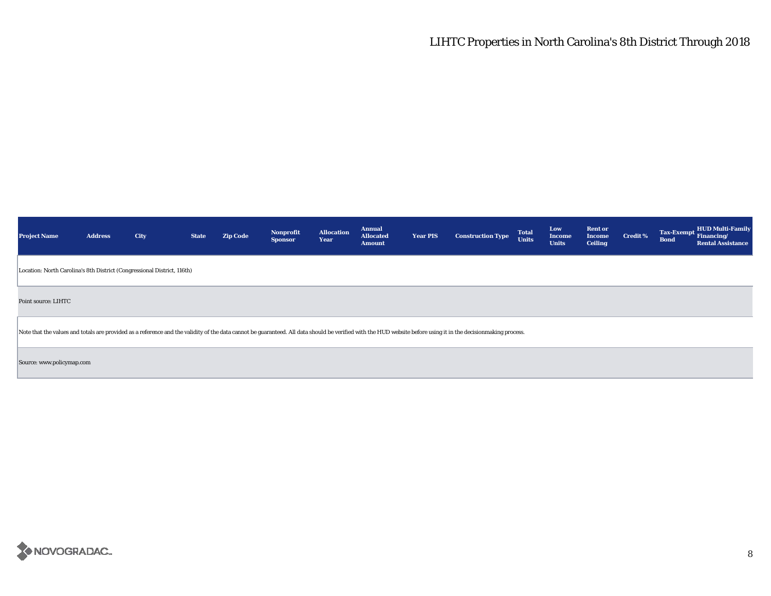# LIHTC Properties in North Carolina's 8th District Through 2018

| Project Name | Address | City | State | Zip Code | Nonprofit Sponsor | Allocation Year | Annual Allocated Amount | Year PIS | Construction Type | Total Units | Low Income Units | Rent or Income Ceiling | Credit % | Tax-Exempt Bond | HUD Multi-Family Financing/ Rental Assistance |
|---|---|---|---|---|---|---|---|---|---|---|---|---|---|---|---|
| Location: North Carolina's 8th District (Congressional District, 116th) | | | | | | | | | | | | | | | |
| Point source: LIHTC | | | | | | | | | | | | | | | |
| Note that the values and totals are provided as a reference and the validity of the data cannot be guaranteed. All data should be verified with the HUD website before using it in the decisionmaking process. | | | | | | | | | | | | | | | |
| Source: www.policymap.com | | | | | | | | | | | | | | | |